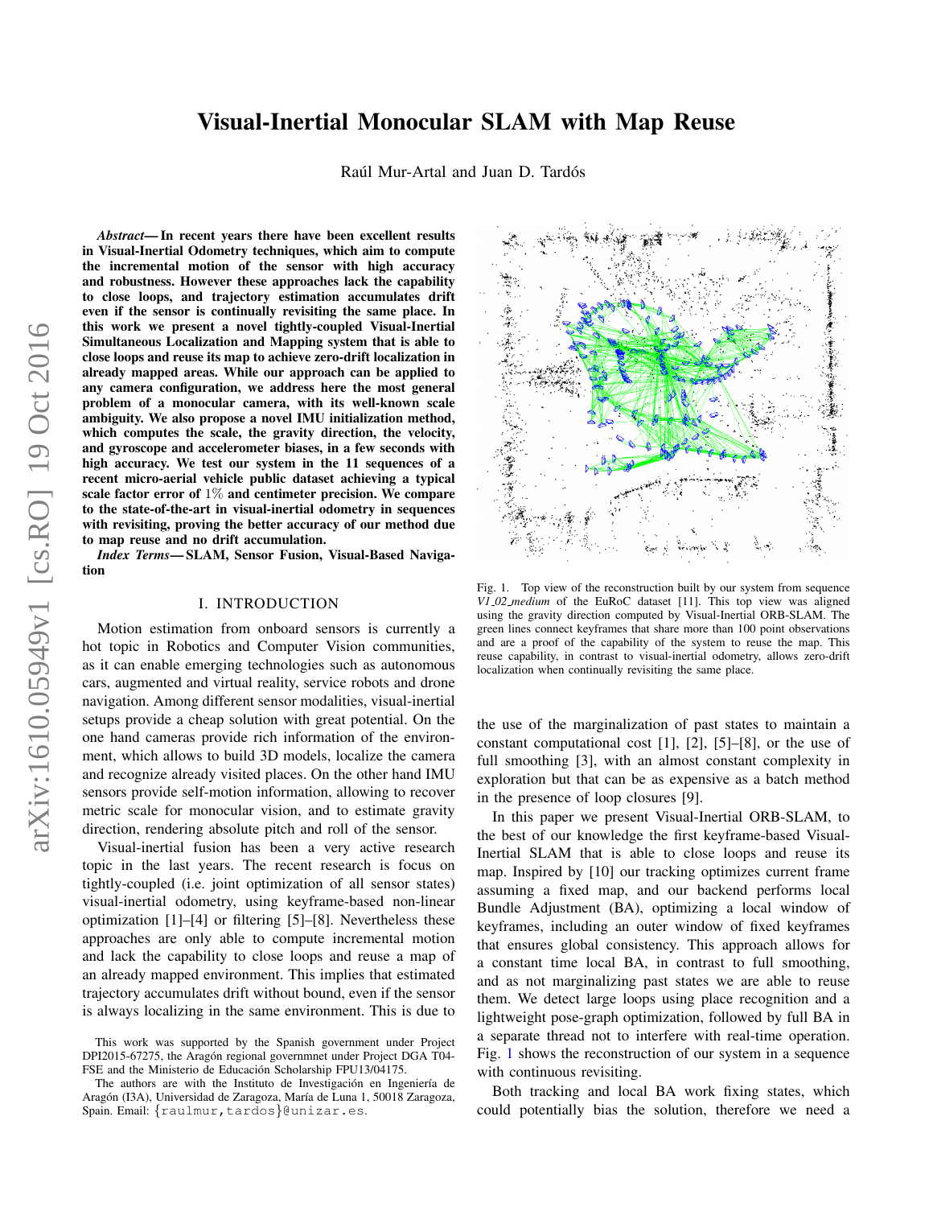# Visual-Inertial Monocular SLAM with Map Reuse

Raúl Mur-Artal and Juan D. Tardós

***Abstract*— In recent years there have been excellent results in Visual-Inertial Odometry techniques, which aim to compute the incremental motion of the sensor with high accuracy and robustness. However these approaches lack the capability to close loops, and trajectory estimation accumulates drift even if the sensor is continually revisiting the same place. In this work we present a novel tightly-coupled Visual-Inertial Simultaneous Localization and Mapping system that is able to close loops and reuse its map to achieve zero-drift localization in already mapped areas. While our approach can be applied to any camera configuration, we address here the most general problem of a monocular camera, with its well-known scale ambiguity. We also propose a novel IMU initialization method, which computes the scale, the gravity direction, the velocity, and gyroscope and accelerometer biases, in a few seconds with high accuracy. We test our system in the 11 sequences of a recent micro-aerial vehicle public dataset achieving a typical scale factor error of 1% and centimeter precision. We compare to the state-of-the-art in visual-inertial odometry in sequences with revisiting, proving the better accuracy of our method due to map reuse and no drift accumulation.**

***Index Terms*— SLAM, Sensor Fusion, Visual-Based Navigation**

## I. INTRODUCTION

Motion estimation from onboard sensors is currently a hot topic in Robotics and Computer Vision communities, as it can enable emerging technologies such as autonomous cars, augmented and virtual reality, service robots and drone navigation. Among different sensor modalities, visual-inertial setups provide a cheap solution with great potential. On the one hand cameras provide rich information of the environment, which allows to build 3D models, localize the camera and recognize already visited places. On the other hand IMU sensors provide self-motion information, allowing to recover metric scale for monocular vision, and to estimate gravity direction, rendering absolute pitch and roll of the sensor.

Visual-inertial fusion has been a very active research topic in the last years. The recent research is focus on tightly-coupled (i.e. joint optimization of all sensor states) visual-inertial odometry, using keyframe-based non-linear optimization [1]–[4] or filtering [5]–[8]. Nevertheless these approaches are only able to compute incremental motion and lack the capability to close loops and reuse a map of an already mapped environment. This implies that estimated trajectory accumulates drift without bound, even if the sensor is always localizing in the same environment. This is due to the use of the marginalization of past states to maintain a constant computational cost [1], [2], [5]–[8], or the use of full smoothing [3], with an almost constant complexity in exploration but that can be as expensive as a batch method in the presence of loop closures [9].

Fig. 1. Top view of the reconstruction built by our system from sequence *V1_02_medium* of the EuRoC dataset [11]. This top view was aligned using the gravity direction computed by Visual-Inertial ORB-SLAM. The green lines connect keyframes that share more than 100 point observations and are a proof of the capability of the system to reuse the map. This reuse capability, in contrast to visual-inertial odometry, allows zero-drift localization when continually revisiting the same place.

In this paper we present Visual-Inertial ORB-SLAM, to the best of our knowledge the first keyframe-based Visual-Inertial SLAM that is able to close loops and reuse its map. Inspired by [10] our tracking optimizes current frame assuming a fixed map, and our backend performs local Bundle Adjustment (BA), optimizing a local window of keyframes, including an outer window of fixed keyframes that ensures global consistency. This approach allows for a constant time local BA, in contrast to full smoothing, and as not marginalizing past states we are able to reuse them. We detect large loops using place recognition and a lightweight pose-graph optimization, followed by full BA in a separate thread not to interfere with real-time operation. Fig. 1 shows the reconstruction of our system in a sequence with continuous revisiting.

Both tracking and local BA work fixing states, which could potentially bias the solution, therefore we need a

This work was supported by the Spanish government under Project DPI2015-67275, the Aragón regional governmnet under Project DGA T04-FSE and the Ministerio de Educación Scholarship FPU13/04175.

The authors are with the Instituto de Investigación en Ingeniería de Aragón (I3A), Universidad de Zaragoza, María de Luna 1, 50018 Zaragoza, Spain. Email: {raulmur,tardos}@unizar.es.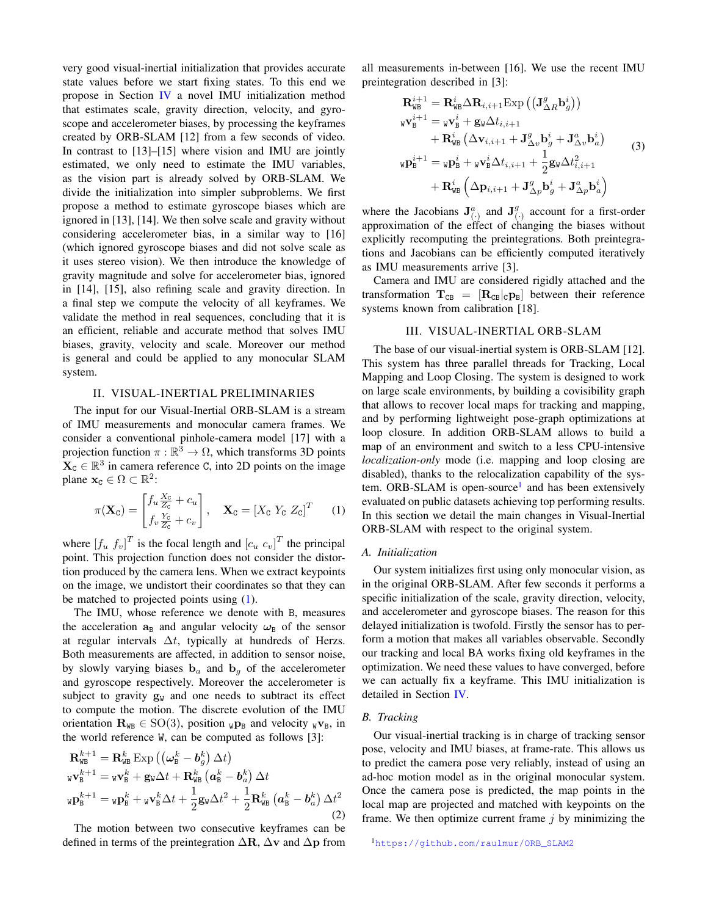very good visual-inertial initialization that provides accurate state values before we start fixing states. To this end we propose in Section IV a novel IMU initialization method that estimates scale, gravity direction, velocity, and gyroscope and accelerometer biases, by processing the keyframes created by ORB-SLAM [12] from a few seconds of video. In contrast to [13]–[15] where vision and IMU are jointly estimated, we only need to estimate the IMU variables, as the vision part is already solved by ORB-SLAM. We divide the initialization into simpler subproblems. We first propose a method to estimate gyroscope biases which are ignored in [13], [14]. We then solve scale and gravity without considering accelerometer bias, in a similar way to [16] (which ignored gyroscope biases and did not solve scale as it uses stereo vision). We then introduce the knowledge of gravity magnitude and solve for accelerometer bias, ignored in [14], [15], also refining scale and gravity direction. In a final step we compute the velocity of all keyframes. We validate the method in real sequences, concluding that it is an efficient, reliable and accurate method that solves IMU biases, gravity, velocity and scale. Moreover our method is general and could be applied to any monocular SLAM system.

## II. Visual-Inertial Preliminaries

The input for our Visual-Inertial ORB-SLAM is a stream of IMU measurements and monocular camera frames. We consider a conventional pinhole-camera model [17] with a projection function $\pi : \mathbb{R}^3 \rightarrow \Omega$, which transforms 3D points $\mathbf{X}_\mathtt{C} \in \mathbb{R}^3$ in camera reference $\mathtt{C}$, into 2D points on the image plane $\mathbf{x}_\mathtt{C} \in \Omega \subset \mathbb{R}^2$:

$$\pi(\mathbf{X}_\mathtt{C}) = \begin{bmatrix} f_u \frac{X_\mathtt{C}}{Z_\mathtt{C}} + c_u \\ f_v \frac{Y_\mathtt{C}}{Z_\mathtt{C}} + c_v \end{bmatrix}, \quad \mathbf{X}_\mathtt{C} = [X_\mathtt{C} \; Y_\mathtt{C} \; Z_\mathtt{C}]^T \tag{1}$$

where $[f_u \; f_v]^T$ is the focal length and $[c_u \; c_v]^T$ the principal point. This projection function does not consider the distortion produced by the camera lens. When we extract keypoints on the image, we undistort their coordinates so that they can be matched to projected points using (1).

The IMU, whose reference we denote with $\mathtt{B}$, measures the acceleration $\mathbf{a}_\mathtt{B}$ and angular velocity $\boldsymbol{\omega}_\mathtt{B}$ of the sensor at regular intervals $\Delta t$, typically at hundreds of Herzs. Both measurements are affected, in addition to sensor noise, by slowly varying biases $\mathbf{b}_a$ and $\mathbf{b}_g$ of the accelerometer and gyroscope respectively. Moreover the accelerometer is subject to gravity $\mathbf{g}_\mathtt{W}$ and one needs to subtract its effect to compute the motion. The discrete evolution of the IMU orientation $\mathbf{R}_\mathtt{WB} \in \mathrm{SO}(3)$, position ${}_\mathtt{W}\mathbf{p}_\mathtt{B}$ and velocity ${}_\mathtt{W}\mathbf{v}_\mathtt{B}$, in the world reference $\mathtt{W}$, can be computed as follows [3]:

$$\begin{aligned}
\mathbf{R}_\mathtt{WB}^{k+1} &= \mathbf{R}_\mathtt{WB}^{k} \,\mathrm{Exp}\left(\left(\boldsymbol{\omega}_\mathtt{B}^k - \boldsymbol{b}_g^k\right)\Delta t\right) \\
{}_\mathtt{W}\mathbf{v}_\mathtt{B}^{k+1} &= {}_\mathtt{W}\mathbf{v}_\mathtt{B}^{k} + \mathbf{g}_\mathtt{W}\Delta t + \mathbf{R}_\mathtt{WB}^{k}\left(\boldsymbol{a}_\mathtt{B}^k - \boldsymbol{b}_a^k\right)\Delta t \\
{}_\mathtt{W}\mathbf{p}_\mathtt{B}^{k+1} &= {}_\mathtt{W}\mathbf{p}_\mathtt{B}^{k} + {}_\mathtt{W}\mathbf{v}_\mathtt{B}^{k}\Delta t + \frac{1}{2}\mathbf{g}_\mathtt{W}\Delta t^2 + \frac{1}{2}\mathbf{R}_\mathtt{WB}^{k}\left(\boldsymbol{a}_\mathtt{B}^k - \boldsymbol{b}_a^k\right)\Delta t^2
\end{aligned} \tag{2}$$

The motion between two consecutive keyframes can be defined in terms of the preintegration $\Delta\mathbf{R}$, $\Delta\mathbf{v}$ and $\Delta\mathbf{p}$ from all measurements in-between [16]. We use the recent IMU preintegration described in [3]:

$$\begin{aligned}
\mathbf{R}_\mathtt{WB}^{i+1} &= \mathbf{R}_\mathtt{WB}^{i} \Delta\mathbf{R}_{i,i+1} \mathrm{Exp}\left(\left(\mathbf{J}_{\Delta R}^g \mathbf{b}_g^i\right)\right) \\
{}_\mathtt{W}\mathbf{v}_\mathtt{B}^{i+1} &= {}_\mathtt{W}\mathbf{v}_\mathtt{B}^{i} + \mathbf{g}_\mathtt{W}\Delta t_{i,i+1} \\
&\quad + \mathbf{R}_\mathtt{WB}^{i}\left(\Delta\mathbf{v}_{i,i+1} + \mathbf{J}_{\Delta v}^g \mathbf{b}_g^i + \mathbf{J}_{\Delta v}^a \mathbf{b}_a^i\right) \\
{}_\mathtt{W}\mathbf{p}_\mathtt{B}^{i+1} &= {}_\mathtt{W}\mathbf{p}_\mathtt{B}^{i} + {}_\mathtt{W}\mathbf{v}_\mathtt{B}^{i}\Delta t_{i,i+1} + \frac{1}{2}\mathbf{g}_\mathtt{W}\Delta t_{i,i+1}^2 \\
&\quad + \mathbf{R}_\mathtt{WB}^{i}\left(\Delta\mathbf{p}_{i,i+1} + \mathbf{J}_{\Delta p}^g \mathbf{b}_g^i + \mathbf{J}_{\Delta p}^a \mathbf{b}_a^i\right)
\end{aligned} \tag{3}$$

where the Jacobians $\mathbf{J}_{(\cdot)}^a$ and $\mathbf{J}_{(\cdot)}^g$ account for a first-order approximation of the effect of changing the biases without explicitly recomputing the preintegrations. Both preintegrations and Jacobians can be efficiently computed iteratively as IMU measurements arrive [3].

Camera and IMU are considered rigidly attached and the transformation $\mathbf{T}_\mathtt{CB} = [\mathbf{R}_\mathtt{CB} | {}_\mathtt{C}\mathbf{p}_\mathtt{B}]$ between their reference systems known from calibration [18].

## III. Visual-Inertial ORB-SLAM

The base of our visual-inertial system is ORB-SLAM [12]. This system has three parallel threads for Tracking, Local Mapping and Loop Closing. The system is designed to work on large scale environments, by building a covisibility graph that allows to recover local maps for tracking and mapping, and by performing lightweight pose-graph optimizations at loop closure. In addition ORB-SLAM allows to build a map of an environment and switch to a less CPU-intensive *localization-only* mode (i.e. mapping and loop closing are disabled), thanks to the relocalization capability of the system. ORB-SLAM is open-source[1] and has been extensively evaluated on public datasets achieving top performing results. In this section we detail the main changes in Visual-Inertial ORB-SLAM with respect to the original system.

### A. Initialization

Our system initializes first using only monocular vision, as in the original ORB-SLAM. After few seconds it performs a specific initialization of the scale, gravity direction, velocity, and accelerometer and gyroscope biases. The reason for this delayed initialization is twofold. Firstly the sensor has to perform a motion that makes all variables observable. Secondly our tracking and local BA works fixing old keyframes in the optimization. We need these values to have converged, before we can actually fix a keyframe. This IMU initialization is detailed in Section IV.

### B. Tracking

Our visual-inertial tracking is in charge of tracking sensor pose, velocity and IMU biases, at frame-rate. This allows us to predict the camera pose very reliably, instead of using an ad-hoc motion model as in the original monocular system. Once the camera pose is predicted, the map points in the local map are projected and matched with keypoints on the frame. We then optimize current frame $j$ by minimizing the

[1] https://github.com/raulmur/ORB_SLAM2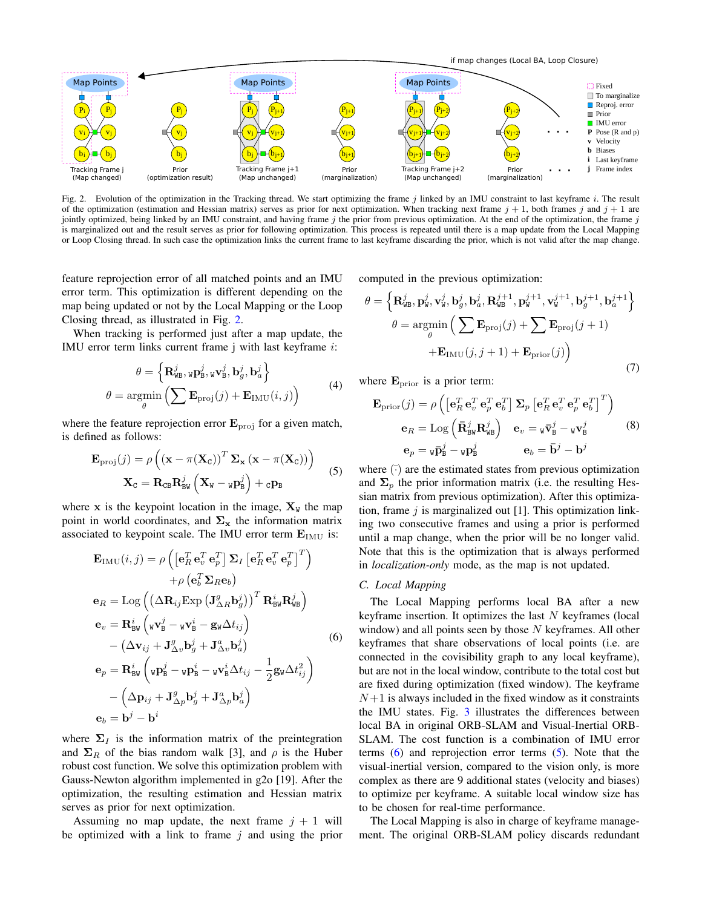Fig. 2. Evolution of the optimization in the Tracking thread. We start optimizing the frame $j$ linked by an IMU constraint to last keyframe $i$. The result of the optimization (estimation and Hessian matrix) serves as prior for next optimization. When tracking next frame $j+1$, both frames $j$ and $j+1$ are jointly optimized, being linked by an IMU constraint, and having frame $j$ the prior from previous optimization. At the end of the optimization, the frame $j$ is marginalized out and the result serves as prior for following optimization. This process is repeated until there is a map update from the Local Mapping or Loop Closing thread. In such case the optimization links the current frame to last keyframe discarding the prior, which is not valid after the map change.

feature reprojection error of all matched points and an IMU error term. This optimization is different depending on the map being updated or not by the Local Mapping or the Loop Closing thread, as illustrated in Fig. 2.

When tracking is performed just after a map update, the IMU error term links current frame j with last keyframe $i$:

$$\theta = \left\{ \mathbf{R}^j_{\mathtt{WB}}, {}_{\mathtt{W}}\mathbf{p}^j_{\mathtt{B}}, {}_{\mathtt{W}}\mathbf{v}^j_{\mathtt{B}}, \mathbf{b}^j_g, \mathbf{b}^j_a \right\}$$
$$\theta = \underset{\theta}{\operatorname{argmin}} \left( \sum \mathbf{E}_{\text{proj}}(j) + \mathbf{E}_{\text{IMU}}(i,j) \right) \tag{4}$$

where the feature reprojection error $\mathbf{E}_{\text{proj}}$ for a given match, is defined as follows:

$$\mathbf{E}_{\text{proj}}(j) = \rho\left( (\mathbf{x} - \pi(\mathbf{X}_{\mathtt{C}}))^T \, \Sigma_{\mathbf{x}} \, (\mathbf{x} - \pi(\mathbf{X}_{\mathtt{C}})) \right)$$
$$\mathbf{X}_{\mathtt{C}} = \mathbf{R}_{\mathtt{CB}} \mathbf{R}^j_{\mathtt{BW}} \left( \mathbf{X}_{\mathtt{W}} - {}_{\mathtt{W}}\mathbf{p}^j_{\mathtt{B}} \right) + {}_{\mathtt{C}}\mathbf{p}_{\mathtt{B}} \tag{5}$$

where $\mathbf{x}$ is the keypoint location in the image, $\mathbf{X}_{\mathtt{W}}$ the map point in world coordinates, and $\Sigma_{\mathbf{x}}$ the information matrix associated to keypoint scale. The IMU error term $\mathbf{E}_{\text{IMU}}$ is:

$$\begin{aligned}
\mathbf{E}_{\text{IMU}}(i,j) &= \rho\left( \left[ \mathbf{e}_R^T \, \mathbf{e}_v^T \, \mathbf{e}_p^T \right] \Sigma_I \left[ \mathbf{e}_R^T \, \mathbf{e}_v^T \, \mathbf{e}_p^T \right]^T \right) \\
&\quad + \rho\left( \mathbf{e}_b^T \Sigma_R \mathbf{e}_b \right) \\
\mathbf{e}_R &= \operatorname{Log}\left( \left( \Delta\mathbf{R}_{ij} \operatorname{Exp}\left( \mathbf{J}^g_{\Delta R} \mathbf{b}^j_g \right) \right)^T \mathbf{R}^i_{\mathtt{BW}} \mathbf{R}^j_{\mathtt{WB}} \right) \\
\mathbf{e}_v &= \mathbf{R}^i_{\mathtt{BW}} \left( {}_{\mathtt{W}}\mathbf{v}^j_{\mathtt{B}} - {}_{\mathtt{W}}\mathbf{v}^i_{\mathtt{B}} - \mathbf{g}_{\mathtt{W}} \Delta t_{ij} \right) \\
&\quad - \left( \Delta\mathbf{v}_{ij} + \mathbf{J}^g_{\Delta v} \mathbf{b}^j_g + \mathbf{J}^a_{\Delta v} \mathbf{b}^j_a \right) \\
\mathbf{e}_p &= \mathbf{R}^i_{\mathtt{BW}} \left( {}_{\mathtt{W}}\mathbf{p}^j_{\mathtt{B}} - {}_{\mathtt{W}}\mathbf{p}^i_{\mathtt{B}} - {}_{\mathtt{W}}\mathbf{v}^i_{\mathtt{B}} \Delta t_{ij} - \frac{1}{2} \mathbf{g}_{\mathtt{W}} \Delta t^2_{ij} \right) \\
&\quad - \left( \Delta\mathbf{p}_{ij} + \mathbf{J}^g_{\Delta p} \mathbf{b}^j_g + \mathbf{J}^a_{\Delta p} \mathbf{b}^j_a \right) \\
\mathbf{e}_b &= \mathbf{b}^j - \mathbf{b}^i
\end{aligned} \tag{6}$$

where $\Sigma_I$ is the information matrix of the preintegration and $\Sigma_R$ of the bias random walk [3], and $\rho$ is the Huber robust cost function. We solve this optimization problem with Gauss-Newton algorithm implemented in g2o [19]. After the optimization, the resulting estimation and Hessian matrix serves as prior for next optimization.

Assuming no map update, the next frame $j+1$ will be optimized with a link to frame $j$ and using the prior computed in the previous optimization:

$$\theta = \left\{ \mathbf{R}^j_{\mathtt{WB}}, \mathbf{p}^j_{\mathtt{W}}, \mathbf{v}^j_{\mathtt{W}}, \mathbf{b}^j_g, \mathbf{b}^j_a, \mathbf{R}^{j+1}_{\mathtt{WB}}, \mathbf{p}^{j+1}_{\mathtt{W}}, \mathbf{v}^{j+1}_{\mathtt{W}}, \mathbf{b}^{j+1}_g, \mathbf{b}^{j+1}_a \right\}$$
$$\begin{aligned}
\theta = \underset{\theta}{\operatorname{argmin}} \Big( &\sum \mathbf{E}_{\text{proj}}(j) + \sum \mathbf{E}_{\text{proj}}(j+1) \\
&+ \mathbf{E}_{\text{IMU}}(j, j+1) + \mathbf{E}_{\text{prior}}(j) \Big)
\end{aligned} \tag{7}$$

where $\mathbf{E}_{\text{prior}}$ is a prior term:

$$\begin{aligned}
\mathbf{E}_{\text{prior}}(j) &= \rho\left( \left[ \mathbf{e}_R^T \, \mathbf{e}_v^T \, \mathbf{e}_p^T \, \mathbf{e}_b^T \right] \Sigma_p \left[ \mathbf{e}_R^T \, \mathbf{e}_v^T \, \mathbf{e}_p^T \, \mathbf{e}_b^T \right]^T \right) \\
\mathbf{e}_R &= \operatorname{Log}\left( \bar{\mathbf{R}}^j_{\mathtt{BW}} \mathbf{R}^j_{\mathtt{WB}} \right) \quad \mathbf{e}_v = {}_{\mathtt{W}}\bar{\mathbf{v}}^j_{\mathtt{B}} - {}_{\mathtt{W}}\mathbf{v}^j_{\mathtt{B}} \\
\mathbf{e}_p &= {}_{\mathtt{W}}\bar{\mathbf{p}}^j_{\mathtt{B}} - {}_{\mathtt{W}}\mathbf{p}^j_{\mathtt{B}} \qquad\quad \mathbf{e}_b = \bar{\mathbf{b}}^j - \mathbf{b}^j
\end{aligned} \tag{8}$$

where $\bar{(\cdot)}$ are the estimated states from previous optimization and $\Sigma_p$ the prior information matrix (i.e. the resulting Hessian matrix from previous optimization). After this optimization, frame $j$ is marginalized out [1]. This optimization linking two consecutive frames and using a prior is performed until a map change, when the prior will be no longer valid. Note that this is the optimization that is always performed in *localization-only* mode, as the map is not updated.

### C. Local Mapping

The Local Mapping performs local BA after a new keyframe insertion. It optimizes the last $N$ keyframes (local window) and all points seen by those $N$ keyframes. All other keyframes that share observations of local points (i.e. are connected in the covisibility graph to any local keyframe), but are not in the local window, contribute to the total cost but are fixed during optimization (fixed window). The keyframe $N+1$ is always included in the fixed window as it constraints the IMU states. Fig. 3 illustrates the differences between local BA in original ORB-SLAM and Visual-Inertial ORB-SLAM. The cost function is a combination of IMU error terms (6) and reprojection error terms (5). Note that the visual-inertial version, compared to the vision only, is more complex as there are 9 additional states (velocity and biases) to optimize per keyframe. A suitable local window size has to be chosen for real-time performance.

The Local Mapping is also in charge of keyframe management. The original ORB-SLAM policy discards redundant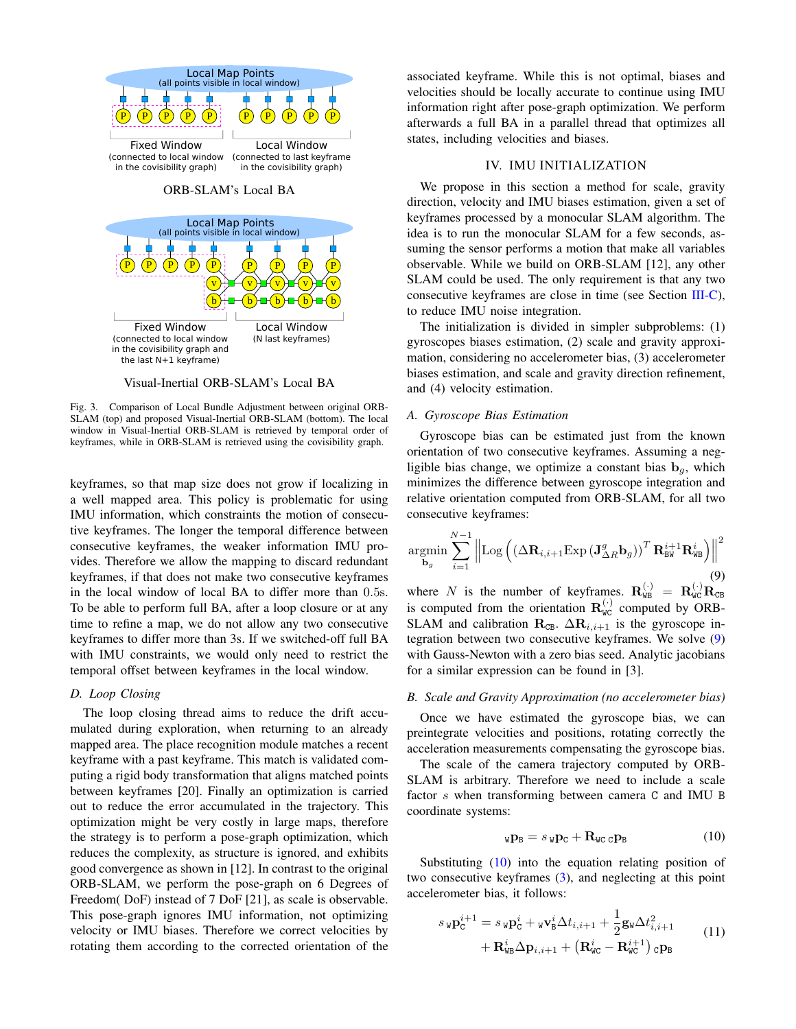Local Map Points
(all points visible in local window)

Fixed Window
(connected to local window in the covisibility graph)

Local Window
(connected to last keyframe in the covisibility graph)

ORB-SLAM's Local BA

Local Map Points
(all points visible in local window)

Fixed Window
(connected to local window in the covisibility graph and the last N+1 keyframe)

Local Window
(N last keyframes)

Visual-Inertial ORB-SLAM's Local BA

Fig. 3. Comparison of Local Bundle Adjustment between original ORB-SLAM (top) and proposed Visual-Inertial ORB-SLAM (bottom). The local window in Visual-Inertial ORB-SLAM is retrieved by temporal order of keyframes, while in ORB-SLAM is retrieved using the covisibility graph.

keyframes, so that map size does not grow if localizing in a well mapped area. This policy is problematic for using IMU information, which constraints the motion of consecutive keyframes. The longer the temporal difference between consecutive keyframes, the weaker information IMU provides. Therefore we allow the mapping to discard redundant keyframes, if that does not make two consecutive keyframes in the local window of local BA to differ more than 0.5s. To be able to perform full BA, after a loop closure or at any time to refine a map, we do not allow any two consecutive keyframes to differ more than 3s. If we switched-off full BA with IMU constraints, we would only need to restrict the temporal offset between keyframes in the local window.

### D. Loop Closing

The loop closing thread aims to reduce the drift accumulated during exploration, when returning to an already mapped area. The place recognition module matches a recent keyframe with a past keyframe. This match is validated computing a rigid body transformation that aligns matched points between keyframes [20]. Finally an optimization is carried out to reduce the error accumulated in the trajectory. This optimization might be very costly in large maps, therefore the strategy is to perform a pose-graph optimization, which reduces the complexity, as structure is ignored, and exhibits good convergence as shown in [12]. In contrast to the original ORB-SLAM, we perform the pose-graph on 6 Degrees of Freedom( DoF) instead of 7 DoF [21], as scale is observable. This pose-graph ignores IMU information, not optimizing velocity or IMU biases. Therefore we correct velocities by rotating them according to the corrected orientation of the associated keyframe. While this is not optimal, biases and velocities should be locally accurate to continue using IMU information right after pose-graph optimization. We perform afterwards a full BA in a parallel thread that optimizes all states, including velocities and biases.

## IV. IMU INITIALIZATION

We propose in this section a method for scale, gravity direction, velocity and IMU biases estimation, given a set of keyframes processed by a monocular SLAM algorithm. The idea is to run the monocular SLAM for a few seconds, assuming the sensor performs a motion that make all variables observable. While we build on ORB-SLAM [12], any other SLAM could be used. The only requirement is that any two consecutive keyframes are close in time (see Section III-C), to reduce IMU noise integration.

The initialization is divided in simpler subproblems: (1) gyroscopes biases estimation, (2) scale and gravity approximation, considering no accelerometer bias, (3) accelerometer biases estimation, and scale and gravity direction refinement, and (4) velocity estimation.

### A. Gyroscope Bias Estimation

Gyroscope bias can be estimated just from the known orientation of two consecutive keyframes. Assuming a negligible bias change, we optimize a constant bias $\mathbf{b}_g$, which minimizes the difference between gyroscope integration and relative orientation computed from ORB-SLAM, for all two consecutive keyframes:

$$\underset{\mathbf{b}_g}{\operatorname{argmin}} \sum_{i=1}^{N-1} \left\| \operatorname{Log}\left( \left( \Delta\mathbf{R}_{i,i+1} \operatorname{Exp}\left( \mathbf{J}_{\Delta R}^{g} \mathbf{b}_g \right) \right)^T \mathbf{R}_{\mathtt{BW}}^{i+1} \mathbf{R}_{\mathtt{WB}}^{i} \right) \right\|^2 \tag{9}$$

where $N$ is the number of keyframes. $\mathbf{R}_{\mathtt{WB}}^{(\cdot)} = \mathbf{R}_{\mathtt{WC}}^{(\cdot)} \mathbf{R}_{\mathtt{CB}}$ is computed from the orientation $\mathbf{R}_{\mathtt{WC}}^{(\cdot)}$ computed by ORB-SLAM and calibration $\mathbf{R}_{\mathtt{CB}}$. $\Delta\mathbf{R}_{i,i+1}$ is the gyroscope integration between two consecutive keyframes. We solve (9) with Gauss-Newton with a zero bias seed. Analytic jacobians for a similar expression can be found in [3].

### B. Scale and Gravity Approximation (no accelerometer bias)

Once we have estimated the gyroscope bias, we can preintegrate velocities and positions, rotating correctly the acceleration measurements compensating the gyroscope bias.

The scale of the camera trajectory computed by ORB-SLAM is arbitrary. Therefore we need to include a scale factor $s$ when transforming between camera C and IMU B coordinate systems:

$$ {}_{\mathtt{W}}\mathbf{p}_{\mathtt{B}} = s \, {}_{\mathtt{W}}\mathbf{p}_{\mathtt{C}} + \mathbf{R}_{\mathtt{WC}} \, {}_{\mathtt{C}}\mathbf{p}_{\mathtt{B}} \tag{10}$$

Substituting (10) into the equation relating position of two consecutive keyframes (3), and neglecting at this point accelerometer bias, it follows:

$$\begin{aligned} s \, {}_{\mathtt{W}}\mathbf{p}_{\mathtt{C}}^{i+1} = s \, {}_{\mathtt{W}}\mathbf{p}_{\mathtt{C}}^{i} + {}_{\mathtt{W}}\mathbf{v}_{\mathtt{B}}^{i} \Delta t_{i,i+1} + \frac{1}{2} \mathbf{g}_{\mathtt{W}} \Delta t_{i,i+1}^2 \\ + \mathbf{R}_{\mathtt{WB}}^{i} \Delta \mathbf{p}_{i,i+1} + \left( \mathbf{R}_{\mathtt{WC}}^{i} - \mathbf{R}_{\mathtt{WC}}^{i+1} \right) {}_{\mathtt{C}}\mathbf{p}_{\mathtt{B}} \end{aligned} \tag{11}$$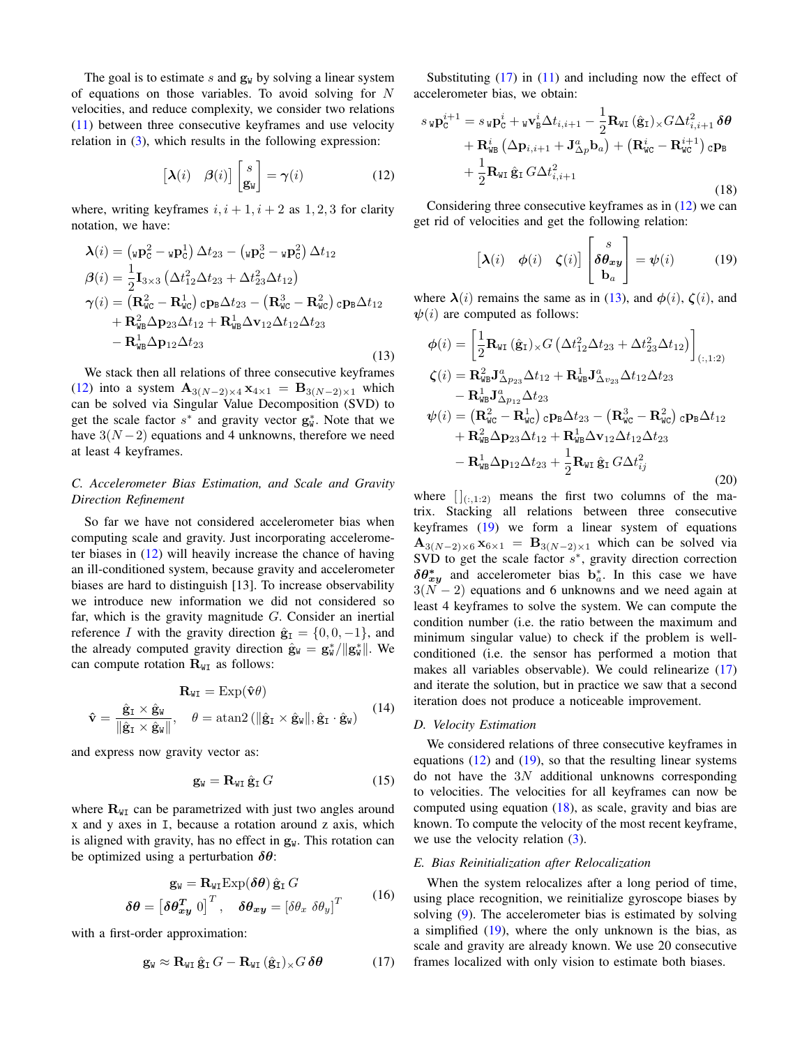The goal is to estimate $s$ and $\mathbf{g}_{\mathtt{W}}$ by solving a linear system of equations on those variables. To avoid solving for $N$ velocities, and reduce complexity, we consider two relations (11) between three consecutive keyframes and use velocity relation in (3), which results in the following expression:

$$\begin{bmatrix}\boldsymbol{\lambda}(i) & \boldsymbol{\beta}(i)\end{bmatrix}\begin{bmatrix} s \\ \mathbf{g}_{\mathtt{W}}\end{bmatrix} = \boldsymbol{\gamma}(i) \tag{12}$$

where, writing keyframes $i, i+1, i+2$ as $1, 2, 3$ for clarity notation, we have:

$$\begin{aligned}
\boldsymbol{\lambda}(i) &= \left({}_{\mathtt{W}}\mathbf{p}_{\mathtt{C}}^{2} - {}_{\mathtt{W}}\mathbf{p}_{\mathtt{C}}^{1}\right)\Delta t_{23} - \left({}_{\mathtt{W}}\mathbf{p}_{\mathtt{C}}^{3} - {}_{\mathtt{W}}\mathbf{p}_{\mathtt{C}}^{2}\right)\Delta t_{12} \\
\boldsymbol{\beta}(i) &= \frac{1}{2}\mathbf{I}_{3\times 3}\left(\Delta t_{12}^2 \Delta t_{23} + \Delta t_{23}^2 \Delta t_{12}\right) \\
\boldsymbol{\gamma}(i) &= \left(\mathbf{R}_{\mathtt{WC}}^{2} - \mathbf{R}_{\mathtt{WC}}^{1}\right){}_{\mathtt{C}}\mathbf{p}_{\mathtt{B}}\Delta t_{23} - \left(\mathbf{R}_{\mathtt{WC}}^{3} - \mathbf{R}_{\mathtt{WC}}^{2}\right){}_{\mathtt{C}}\mathbf{p}_{\mathtt{B}}\Delta t_{12} \\
&\quad + \mathbf{R}_{\mathtt{WB}}^{2}\Delta\mathbf{p}_{23}\Delta t_{12} + \mathbf{R}_{\mathtt{WB}}^{1}\Delta\mathbf{v}_{12}\Delta t_{12}\Delta t_{23} \\
&\quad - \mathbf{R}_{\mathtt{WB}}^{1}\Delta\mathbf{p}_{12}\Delta t_{23}
\end{aligned} \tag{13}$$

We stack then all relations of three consecutive keyframes (12) into a system $\mathbf{A}_{3(N-2)\times 4}\,\mathbf{x}_{4\times 1} = \mathbf{B}_{3(N-2)\times 1}$ which can be solved via Singular Value Decomposition (SVD) to get the scale factor $s^*$ and gravity vector $\mathbf{g}_{\mathtt{W}}^*$. Note that we have $3(N-2)$ equations and 4 unknowns, therefore we need at least 4 keyframes.

### C. Accelerometer Bias Estimation, and Scale and Gravity Direction Refinement

So far we have not considered accelerometer bias when computing scale and gravity. Just incorporating accelerometer biases in (12) will heavily increase the chance of having an ill-conditioned system, because gravity and accelerometer biases are hard to distinguish [13]. To increase observability we introduce new information we did not considered so far, which is the gravity magnitude $G$. Consider an inertial reference $I$ with the gravity direction $\hat{\mathbf{g}}_{\mathtt{I}} = \{0, 0, -1\}$, and the already computed gravity direction $\hat{\mathbf{g}}_{\mathtt{W}} = \mathbf{g}_{\mathtt{W}}^*/\|\mathbf{g}_{\mathtt{W}}^*\|$. We can compute rotation $\mathbf{R}_{\mathtt{WI}}$ as follows:

$$\begin{gathered}
\mathbf{R}_{\mathtt{WI}} = \mathrm{Exp}(\hat{\mathbf{v}}\theta) \\
\hat{\mathbf{v}} = \frac{\hat{\mathbf{g}}_{\mathtt{I}} \times \hat{\mathbf{g}}_{\mathtt{W}}}{\|\hat{\mathbf{g}}_{\mathtt{I}} \times \hat{\mathbf{g}}_{\mathtt{W}}\|}, \quad \theta = \mathrm{atan2}\left(\|\hat{\mathbf{g}}_{\mathtt{I}} \times \hat{\mathbf{g}}_{\mathtt{W}}\|, \hat{\mathbf{g}}_{\mathtt{I}} \cdot \hat{\mathbf{g}}_{\mathtt{W}}\right)
\end{gathered} \tag{14}$$

and express now gravity vector as:

$$\mathbf{g}_{\mathtt{W}} = \mathbf{R}_{\mathtt{WI}}\,\hat{\mathbf{g}}_{\mathtt{I}}\,G \tag{15}$$

where $\mathbf{R}_{\mathtt{WI}}$ can be parametrized with just two angles around x and y axes in I, because a rotation around z axis, which is aligned with gravity, has no effect in $\mathbf{g}_{\mathtt{W}}$. This rotation can be optimized using a perturbation $\boldsymbol{\delta\theta}$:

$$\begin{gathered}
\mathbf{g}_{\mathtt{W}} = \mathbf{R}_{\mathtt{WI}}\mathrm{Exp}(\boldsymbol{\delta\theta})\,\hat{\mathbf{g}}_{\mathtt{I}}\,G \\
\boldsymbol{\delta\theta} = \begin{bmatrix}\boldsymbol{\delta\theta}_{\boldsymbol{xy}}^{\boldsymbol{T}} & 0\end{bmatrix}^T, \quad \boldsymbol{\delta\theta}_{\boldsymbol{xy}} = \begin{bmatrix}\delta\theta_x & \delta\theta_y\end{bmatrix}^T
\end{gathered} \tag{16}$$

with a first-order approximation:

$$\mathbf{g}_{\mathtt{W}} \approx \mathbf{R}_{\mathtt{WI}}\,\hat{\mathbf{g}}_{\mathtt{I}}\,G - \mathbf{R}_{\mathtt{WI}}\left(\hat{\mathbf{g}}_{\mathtt{I}}\right)_{\times} G\,\boldsymbol{\delta\theta} \tag{17}$$

Substituting (17) in (11) and including now the effect of accelerometer bias, we obtain:

$$\begin{aligned}
s\,{}_{\mathtt{W}}\mathbf{p}_{\mathtt{C}}^{i+1} &= s\,{}_{\mathtt{W}}\mathbf{p}_{\mathtt{C}}^{i} + {}_{\mathtt{W}}\mathbf{v}_{\mathtt{B}}^{i}\Delta t_{i,i+1} - \frac{1}{2}\mathbf{R}_{\mathtt{WI}}\left(\hat{\mathbf{g}}_{\mathtt{I}}\right)_{\times} G\Delta t_{i,i+1}^2\,\boldsymbol{\delta\theta} \\
&\quad + \mathbf{R}_{\mathtt{WB}}^{i}\left(\Delta\mathbf{p}_{i,i+1} + \mathbf{J}_{\Delta p}^{a}\mathbf{b}_a\right) + \left(\mathbf{R}_{\mathtt{WC}}^{i} - \mathbf{R}_{\mathtt{WC}}^{i+1}\right){}_{\mathtt{C}}\mathbf{p}_{\mathtt{B}} \\
&\quad + \frac{1}{2}\mathbf{R}_{\mathtt{WI}}\,\hat{\mathbf{g}}_{\mathtt{I}}\,G\Delta t_{i,i+1}^2
\end{aligned} \tag{18}$$

Considering three consecutive keyframes as in (12) we can get rid of velocities and get the following relation:

$$\begin{bmatrix}\boldsymbol{\lambda}(i) & \boldsymbol{\phi}(i) & \boldsymbol{\zeta}(i)\end{bmatrix}\begin{bmatrix} s \\ \boldsymbol{\delta\theta}_{\boldsymbol{xy}} \\ \mathbf{b}_a\end{bmatrix} = \boldsymbol{\psi}(i) \tag{19}$$

where $\boldsymbol{\lambda}(i)$ remains the same as in (13), and $\boldsymbol{\phi}(i)$, $\boldsymbol{\zeta}(i)$, and $\boldsymbol{\psi}(i)$ are computed as follows:

$$\begin{aligned}
\boldsymbol{\phi}(i) &= \left[\frac{1}{2}\mathbf{R}_{\mathtt{WI}}\left(\hat{\mathbf{g}}_{\mathtt{I}}\right)_{\times} G\left(\Delta t_{12}^2\Delta t_{23} + \Delta t_{23}^2\Delta t_{12}\right)\right]_{(:,1:2)} \\
\boldsymbol{\zeta}(i) &= \mathbf{R}_{\mathtt{WB}}^{2}\mathbf{J}_{\Delta p_{23}}^{a}\Delta t_{12} + \mathbf{R}_{\mathtt{WB}}^{1}\mathbf{J}_{\Delta v_{23}}^{a}\Delta t_{12}\Delta t_{23} \\
&\quad - \mathbf{R}_{\mathtt{WB}}^{1}\mathbf{J}_{\Delta p_{12}}^{a}\Delta t_{23} \\
\boldsymbol{\psi}(i) &= \left(\mathbf{R}_{\mathtt{WC}}^{2} - \mathbf{R}_{\mathtt{WC}}^{1}\right){}_{\mathtt{C}}\mathbf{p}_{\mathtt{B}}\Delta t_{23} - \left(\mathbf{R}_{\mathtt{WC}}^{3} - \mathbf{R}_{\mathtt{WC}}^{2}\right){}_{\mathtt{C}}\mathbf{p}_{\mathtt{B}}\Delta t_{12} \\
&\quad + \mathbf{R}_{\mathtt{WB}}^{2}\Delta\mathbf{p}_{23}\Delta t_{12} + \mathbf{R}_{\mathtt{WB}}^{1}\Delta\mathbf{v}_{12}\Delta t_{12}\Delta t_{23} \\
&\quad - \mathbf{R}_{\mathtt{WB}}^{1}\Delta\mathbf{p}_{12}\Delta t_{23} + \frac{1}{2}\mathbf{R}_{\mathtt{WI}}\,\hat{\mathbf{g}}_{\mathtt{I}}\,G\Delta t_{ij}^2
\end{aligned} \tag{20}$$

where $[\,]_{(:,1:2)}$ means the first two columns of the matrix. Stacking all relations between three consecutive keyframes (19) we form a linear system of equations $\mathbf{A}_{3(N-2)\times 6}\,\mathbf{x}_{6\times 1} = \mathbf{B}_{3(N-2)\times 1}$ which can be solved via SVD to get the scale factor $s^*$, gravity direction correction $\boldsymbol{\delta\theta}_{\boldsymbol{xy}}^{*}$ and accelerometer bias $\mathbf{b}_a^*$. In this case we have $3(N-2)$ equations and 6 unknowns and we need again at least 4 keyframes to solve the system. We can compute the condition number (i.e. the ratio between the maximum and minimum singular value) to check if the problem is well-conditioned (i.e. the sensor has performed a motion that makes all variables observable). We could relinearize (17) and iterate the solution, but in practice we saw that a second iteration does not produce a noticeable improvement.

### D. Velocity Estimation

We considered relations of three consecutive keyframes in equations (12) and (19), so that the resulting linear systems do not have the $3N$ additional unknowns corresponding to velocities. The velocities for all keyframes can now be computed using equation (18), as scale, gravity and bias are known. To compute the velocity of the most recent keyframe, we use the velocity relation (3).

### E. Bias Reinitialization after Relocalization

When the system relocalizes after a long period of time, using place recognition, we reinitialize gyroscope biases by solving (9). The accelerometer bias is estimated by solving a simplified (19), where the only unknown is the bias, as scale and gravity are already known. We use 20 consecutive frames localized with only vision to estimate both biases.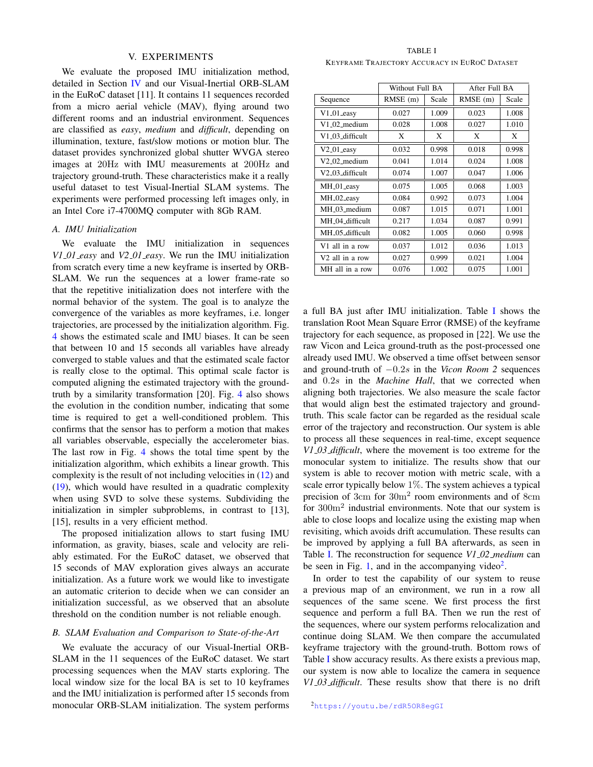## V. EXPERIMENTS

We evaluate the proposed IMU initialization method, detailed in Section IV and our Visual-Inertial ORB-SLAM in the EuRoC dataset [11]. It contains 11 sequences recorded from a micro aerial vehicle (MAV), flying around two different rooms and an industrial environment. Sequences are classified as *easy*, *medium* and *difficult*, depending on illumination, texture, fast/slow motions or motion blur. The dataset provides synchronized global shutter WVGA stereo images at 20Hz with IMU measurements at 200Hz and trajectory ground-truth. These characteristics make it a really useful dataset to test Visual-Inertial SLAM systems. The experiments were performed processing left images only, in an Intel Core i7-4700MQ computer with 8Gb RAM.

### A. IMU Initialization

We evaluate the IMU initialization in sequences *V1_01_easy* and *V2_01_easy*. We run the IMU initialization from scratch every time a new keyframe is inserted by ORB-SLAM. We run the sequences at a lower frame-rate so that the repetitive initialization does not interfere with the normal behavior of the system. The goal is to analyze the convergence of the variables as more keyframes, i.e. longer trajectories, are processed by the initialization algorithm. Fig. 4 shows the estimated scale and IMU biases. It can be seen that between 10 and 15 seconds all variables have already converged to stable values and that the estimated scale factor is really close to the optimal. This optimal scale factor is computed aligning the estimated trajectory with the ground-truth by a similarity transformation [20]. Fig. 4 also shows the evolution in the condition number, indicating that some time is required to get a well-conditioned problem. This confirms that the sensor has to perform a motion that makes all variables observable, especially the accelerometer bias. The last row in Fig. 4 shows the total time spent by the initialization algorithm, which exhibits a linear growth. This complexity is the result of not including velocities in (12) and (19), which would have resulted in a quadratic complexity when using SVD to solve these systems. Subdividing the initialization in simpler subproblems, in contrast to [13], [15], results in a very efficient method.

The proposed initialization allows to start fusing IMU information, as gravity, biases, scale and velocity are reliably estimated. For the EuRoC dataset, we observed that 15 seconds of MAV exploration gives always an accurate initialization. As a future work we would like to investigate an automatic criterion to decide when we can consider an initialization successful, as we observed that an absolute threshold on the condition number is not reliable enough.

### B. SLAM Evaluation and Comparison to State-of-the-Art

We evaluate the accuracy of our Visual-Inertial ORB-SLAM in the 11 sequences of the EuRoC dataset. We start processing sequences when the MAV starts exploring. The local window size for the local BA is set to 10 keyframes and the IMU initialization is performed after 15 seconds from monocular ORB-SLAM initialization. The system performs a full BA just after IMU initialization. Table I shows the translation Root Mean Square Error (RMSE) of the keyframe trajectory for each sequence, as proposed in [22]. We use the raw Vicon and Leica ground-truth as the post-processed one already used IMU. We observed a time offset between sensor and ground-truth of $-0.2s$ in the *Vicon Room 2* sequences and $0.2s$ in the *Machine Hall*, that we corrected when aligning both trajectories. We also measure the scale factor that would align best the estimated trajectory and ground-truth. This scale factor can be regarded as the residual scale error of the trajectory and reconstruction. Our system is able to process all these sequences in real-time, except sequence *V1_03_difficult*, where the movement is too extreme for the monocular system to initialize. The results show that our system is able to recover motion with metric scale, with a scale error typically below $1\%$. The system achieves a typical precision of $3\text{cm}$ for $30\text{m}^2$ room environments and of $8\text{cm}$ for $300\text{m}^2$ industrial environments. Note that our system is able to close loops and localize using the existing map when revisiting, which avoids drift accumulation. These results can be improved by applying a full BA afterwards, as seen in Table I. The reconstruction for sequence *V1_02_medium* can be seen in Fig. 1, and in the accompanying video[2].

TABLE I
KEYFRAME TRAJECTORY ACCURACY IN EUROC DATASET

| | Without Full BA | | After Full BA | |
|---|---|---|---|---|
| Sequence | RMSE (m) | Scale | RMSE (m) | Scale |
| V1_01_easy | 0.027 | 1.009 | 0.023 | 1.008 |
| V1_02_medium | 0.028 | 1.008 | 0.027 | 1.010 |
| V1_03_difficult | X | X | X | X |
| V2_01_easy | 0.032 | 0.998 | 0.018 | 0.998 |
| V2_02_medium | 0.041 | 1.014 | 0.024 | 1.008 |
| V2_03_difficult | 0.074 | 1.007 | 0.047 | 1.006 |
| MH_01_easy | 0.075 | 1.005 | 0.068 | 1.003 |
| MH_02_easy | 0.084 | 0.992 | 0.073 | 1.004 |
| MH_03_medium | 0.087 | 1.015 | 0.071 | 1.001 |
| MH_04_difficult | 0.217 | 1.034 | 0.087 | 0.991 |
| MH_05_difficult | 0.082 | 1.005 | 0.060 | 0.998 |
| V1 all in a row | 0.037 | 1.012 | 0.036 | 1.013 |
| V2 all in a row | 0.027 | 0.999 | 0.021 | 1.004 |
| MH all in a row | 0.076 | 1.002 | 0.075 | 1.001 |

In order to test the capability of our system to reuse a previous map of an environment, we run in a row all sequences of the same scene. We first process the first sequence and perform a full BA. Then we run the rest of the sequences, where our system performs relocalization and continue doing SLAM. We then compare the accumulated keyframe trajectory with the ground-truth. Bottom rows of Table I show accuracy results. As there exists a previous map, our system is now able to localize the camera in sequence *V1_03_difficult*. These results show that there is no drift

[2] https://youtu.be/rdR5OR8egGI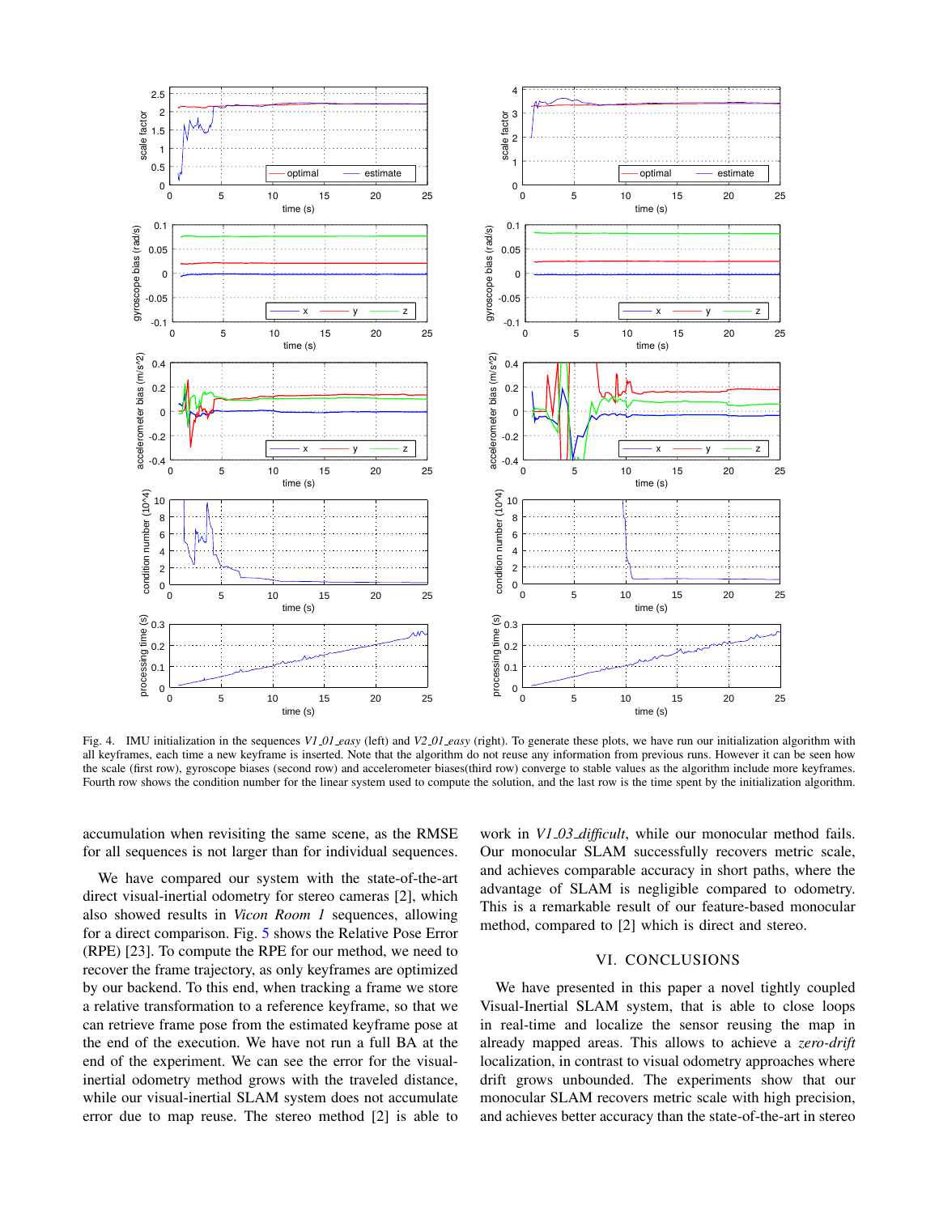Fig. 4. IMU initialization in the sequences *V1_01_easy* (left) and *V2_01_easy* (right). To generate these plots, we have run our initialization algorithm with all keyframes, each time a new keyframe is inserted. Note that the algorithm do not reuse any information from previous runs. However it can be seen how the scale (first row), gyroscope biases (second row) and accelerometer biases(third row) converge to stable values as the algorithm include more keyframes. Fourth row shows the condition number for the linear system used to compute the solution, and the last row is the time spent by the initialization algorithm.

accumulation when revisiting the same scene, as the RMSE for all sequences is not larger than for individual sequences.

We have compared our system with the state-of-the-art direct visual-inertial odometry for stereo cameras [2], which also showed results in *Vicon Room 1* sequences, allowing for a direct comparison. Fig. 5 shows the Relative Pose Error (RPE) [23]. To compute the RPE for our method, we need to recover the frame trajectory, as only keyframes are optimized by our backend. To this end, when tracking a frame we store a relative transformation to a reference keyframe, so that we can retrieve frame pose from the estimated keyframe pose at the end of the execution. We have not run a full BA at the end of the experiment. We can see the error for the visual-inertial odometry method grows with the traveled distance, while our visual-inertial SLAM system does not accumulate error due to map reuse. The stereo method [2] is able to work in *V1_03_difficult*, while our monocular method fails. Our monocular SLAM successfully recovers metric scale, and achieves comparable accuracy in short paths, where the advantage of SLAM is negligible compared to odometry. This is a remarkable result of our feature-based monocular method, compared to [2] which is direct and stereo.

## VI. CONCLUSIONS

We have presented in this paper a novel tightly coupled Visual-Inertial SLAM system, that is able to close loops in real-time and localize the sensor reusing the map in already mapped areas. This allows to achieve a *zero-drift* localization, in contrast to visual odometry approaches where drift grows unbounded. The experiments show that our monocular SLAM recovers metric scale with high precision, and achieves better accuracy than the state-of-the-art in stereo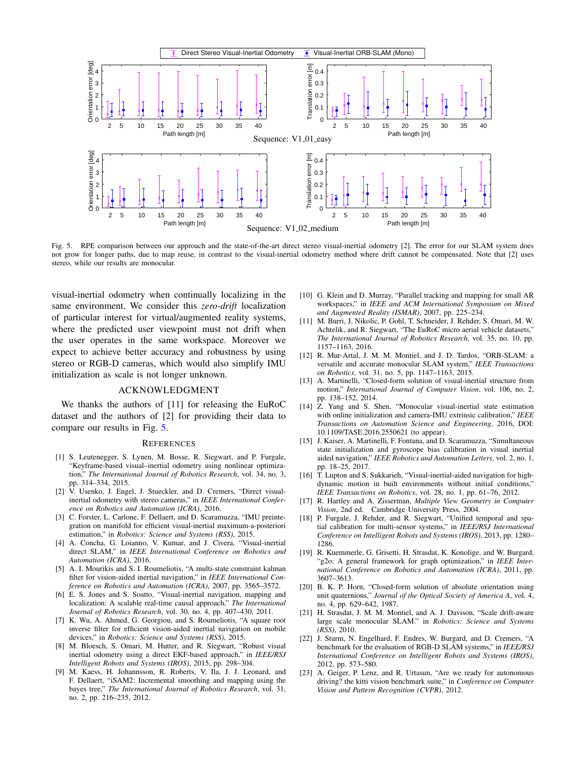Direct Stereo Visual-Inertial Odometry
Visual-Inertial ORB-SLAM (Mono)

Orientation error [deg]
Translation error [m]
Path length [m]
2 5 10 15 20 25 30 35 40

Sequence: V1_01_easy

Orientation error [deg]
Translation error [m]
Path length [m]
2 5 10 15 20 25 30 35 40

Sequence: V1_02_medium

Fig. 5. RPE comparison between our approach and the state-of-the-art direct stereo visual-inertial odometry [2]. The error for our SLAM system does not grow for longer paths, due to map reuse, in contrast to the visual-inertial odometry method where drift cannot be compensated. Note that [2] uses stereo, while our results are monocular.

visual-inertial odometry when continually localizing in the same environment. We consider this *zero-drift* localization of particular interest for virtual/augmented reality systems, where the predicted user viewpoint must not drift when the user operates in the same workspace. Moreover we expect to achieve better accuracy and robustness by using stereo or RGB-D cameras, which would also simplify IMU initialization as scale is not longer unknown.

## Acknowledgment

We thanks the authors of [11] for releasing the EuRoC dataset and the authors of [2] for providing their data to compare our results in Fig. 5.

## References

[1] S. Leutenegger, S. Lynen, M. Bosse, R. Siegwart, and P. Furgale, "Keyframe-based visual–inertial odometry using nonlinear optimization," *The International Journal of Robotics Research*, vol. 34, no. 3, pp. 314–334, 2015.

[2] V. Usenko, J. Engel, J. Stueckler, and D. Cremers, "Direct visual-inertial odometry with stereo cameras," in *IEEE International Conference on Robotics and Automation (ICRA)*, 2016.

[3] C. Forster, L. Carlone, F. Dellaert, and D. Scaramuzza, "IMU preintegration on manifold for efficient visual-inertial maximum-a-posteriori estimation," in *Robotics: Science and Systems (RSS)*, 2015.

[4] A. Concha, G. Loianno, V. Kumar, and J. Civera, "Visual-inertial direct SLAM," in *IEEE International Conference on Robotics and Automation (ICRA)*, 2016.

[5] A. I. Mourikis and S. I. Roumeliotis, "A multi-state constraint kalman filter for vision-aided inertial navigation," in *IEEE International Conference on Robotics and Automation (ICRA)*, 2007, pp. 3565–3572.

[6] E. S. Jones and S. Soatto, "Visual-inertial navigation, mapping and localization: A scalable real-time causal approach," *The International Journal of Robotics Research*, vol. 30, no. 4, pp. 407–430, 2011.

[7] K. Wu, A. Ahmed, G. Georgiou, and S. Roumeliotis, "A square root inverse filter for efficient vision-aided inertial navigation on mobile devices," in *Robotics: Science and Systems (RSS)*, 2015.

[8] M. Bloesch, S. Omari, M. Hutter, and R. Siegwart, "Robust visual inertial odometry using a direct EKF-based approach," in *IEEE/RSJ Intelligent Robots and Systems (IROS)*, 2015, pp. 298–304.

[9] M. Kaess, H. Johannsson, R. Roberts, V. Ila, J. J. Leonard, and F. Dellaert, "iSAM2: Incremental smoothing and mapping using the bayes tree," *The International Journal of Robotics Research*, vol. 31, no. 2, pp. 216–235, 2012.

[10] G. Klein and D. Murray, "Parallel tracking and mapping for small AR workspaces," in *IEEE and ACM International Symposium on Mixed and Augmented Reality (ISMAR)*, 2007, pp. 225–234.

[11] M. Burri, J. Nikolic, P. Gohl, T. Schneider, J. Rehder, S. Omari, M. W. Achtelik, and R. Siegwart, "The EuRoC micro aerial vehicle datasets," *The International Journal of Robotics Research*, vol. 35, no. 10, pp. 1157–1163, 2016.

[12] R. Mur-Artal, J. M. M. Montiel, and J. D. Tardos, "ORB-SLAM: a versatile and accurate monocular SLAM system," *IEEE Transactions on Robotics*, vol. 31, no. 5, pp. 1147–1163, 2015.

[13] A. Martinelli, "Closed-form solution of visual-inertial structure from motion," *International Journal of Computer Vision*, vol. 106, no. 2, pp. 138–152, 2014.

[14] Z. Yang and S. Shen, "Monocular visual-inertial state estimation with online initialization and camera-IMU extrinsic calibration," *IEEE Transactions on Automation Science and Engineering*, 2016, DOI: 10.1109/TASE.2016.2550621 (to appear).

[15] J. Kaiser, A. Martinelli, F. Fontana, and D. Scaramuzza, "Simultaneous state initialization and gyroscope bias calibration in visual inertial aided navigation," *IEEE Robotics and Automation Letters*, vol. 2, no. 1, pp. 18–25, 2017.

[16] T. Lupton and S. Sukkarieh, "Visual-inertial-aided navigation for high-dynamic motion in built environments without initial conditions," *IEEE Transactions on Robotics*, vol. 28, no. 1, pp. 61–76, 2012.

[17] R. Hartley and A. Zisserman, *Multiple View Geometry in Computer Vision*, 2nd ed. Cambridge University Press, 2004.

[18] P. Furgale, J. Rehder, and R. Siegwart, "Unified temporal and spatial calibration for multi-sensor systems," in *IEEE/RSJ International Conference on Intelligent Robots and Systems (IROS)*, 2013, pp. 1280–1286.

[19] R. Kuemmerle, G. Grisetti, H. Strasdat, K. Konolige, and W. Burgard, "g2o: A general framework for graph optimization," in *IEEE International Conference on Robotics and Automation (ICRA)*, 2011, pp. 3607–3613.

[20] B. K. P. Horn, "Closed-form solution of absolute orientation using unit quaternions," *Journal of the Optical Society of America A*, vol. 4, no. 4, pp. 629–642, 1987.

[21] H. Strasdat, J. M. M. Montiel, and A. J. Davison, "Scale drift-aware large scale monocular SLAM." in *Robotics: Science and Systems (RSS)*, 2010.

[22] J. Sturm, N. Engelhard, F. Endres, W. Burgard, and D. Cremers, "A benchmark for the evaluation of RGB-D SLAM systems," in *IEEE/RSJ International Conference on Intelligent Robots and Systems (IROS)*, 2012, pp. 573–580.

[23] A. Geiger, P. Lenz, and R. Urtasun, "Are we ready for autonomous driving? the kitti vision benchmark suite," in *Conference on Computer Vision and Pattern Recognition (CVPR)*, 2012.